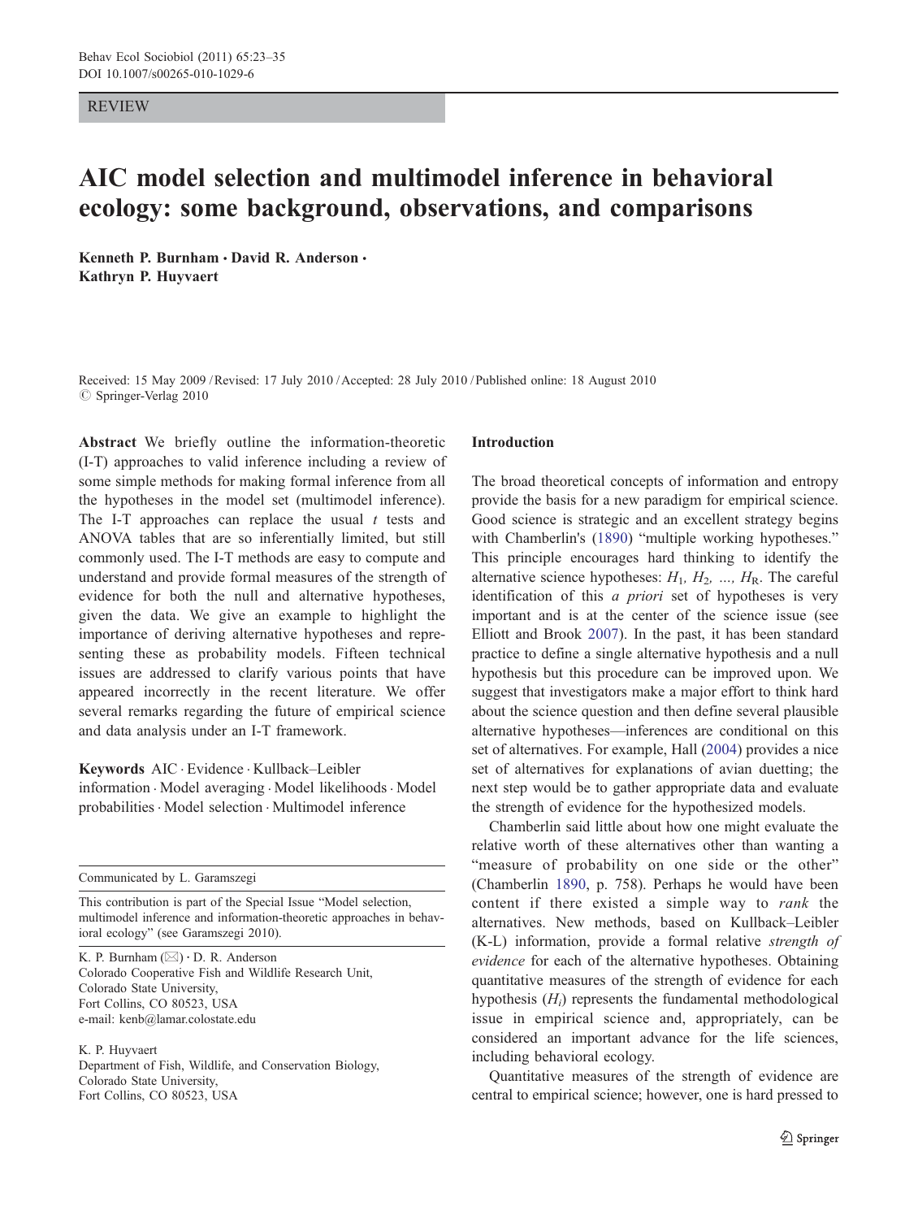REVIEW

# AIC model selection and multimodel inference in behavioral ecology: some background, observations, and comparisons

**Kenneth P. Burnham · David R. Anderson · Kathryn P. Huyvaert**

Received: 15 May 2009 / Revised: 17 July 2010 / Accepted: 28 July 2010 / Published online: 18 August 2010
© Springer-Verlag 2010

**Abstract** We briefly outline the information-theoretic (I-T) approaches to valid inference including a review of some simple methods for making formal inference from all the hypotheses in the model set (multimodel inference). The I-T approaches can replace the usual *t* tests and ANOVA tables that are so inferentially limited, but still commonly used. The I-T methods are easy to compute and understand and provide formal measures of the strength of evidence for both the null and alternative hypotheses, given the data. We give an example to highlight the importance of deriving alternative hypotheses and representing these as probability models. Fifteen technical issues are addressed to clarify various points that have appeared incorrectly in the recent literature. We offer several remarks regarding the future of empirical science and data analysis under an I-T framework.

**Keywords** AIC · Evidence · Kullback–Leibler information · Model averaging · Model likelihoods · Model probabilities · Model selection · Multimodel inference

Communicated by L. Garamszegi

This contribution is part of the Special Issue "Model selection, multimodel inference and information-theoretic approaches in behavioral ecology" (see Garamszegi 2010).

K. P. Burnham (✉) · D. R. Anderson
Colorado Cooperative Fish and Wildlife Research Unit,
Colorado State University,
Fort Collins, CO 80523, USA
e-mail: kenb@lamar.colostate.edu

K. P. Huyvaert
Department of Fish, Wildlife, and Conservation Biology,
Colorado State University,
Fort Collins, CO 80523, USA

## Introduction

The broad theoretical concepts of information and entropy provide the basis for a new paradigm for empirical science. Good science is strategic and an excellent strategy begins with Chamberlin's (1890) "multiple working hypotheses." This principle encourages hard thinking to identify the alternative science hypotheses: $H_1$, $H_2$, ..., $H_R$. The careful identification of this *a priori* set of hypotheses is very important and is at the center of the science issue (see Elliott and Brook 2007). In the past, it has been standard practice to define a single alternative hypothesis and a null hypothesis but this procedure can be improved upon. We suggest that investigators make a major effort to think hard about the science question and then define several plausible alternative hypotheses—inferences are conditional on this set of alternatives. For example, Hall (2004) provides a nice set of alternatives for explanations of avian duetting; the next step would be to gather appropriate data and evaluate the strength of evidence for the hypothesized models.

Chamberlin said little about how one might evaluate the relative worth of these alternatives other than wanting a "measure of probability on one side or the other" (Chamberlin 1890, p. 758). Perhaps he would have been content if there existed a simple way to *rank* the alternatives. New methods, based on Kullback–Leibler (K-L) information, provide a formal relative *strength of evidence* for each of the alternative hypotheses. Obtaining quantitative measures of the strength of evidence for each hypothesis ($H_i$) represents the fundamental methodological issue in empirical science and, appropriately, can be considered an important advance for the life sciences, including behavioral ecology.

Quantitative measures of the strength of evidence are central to empirical science; however, one is hard pressed to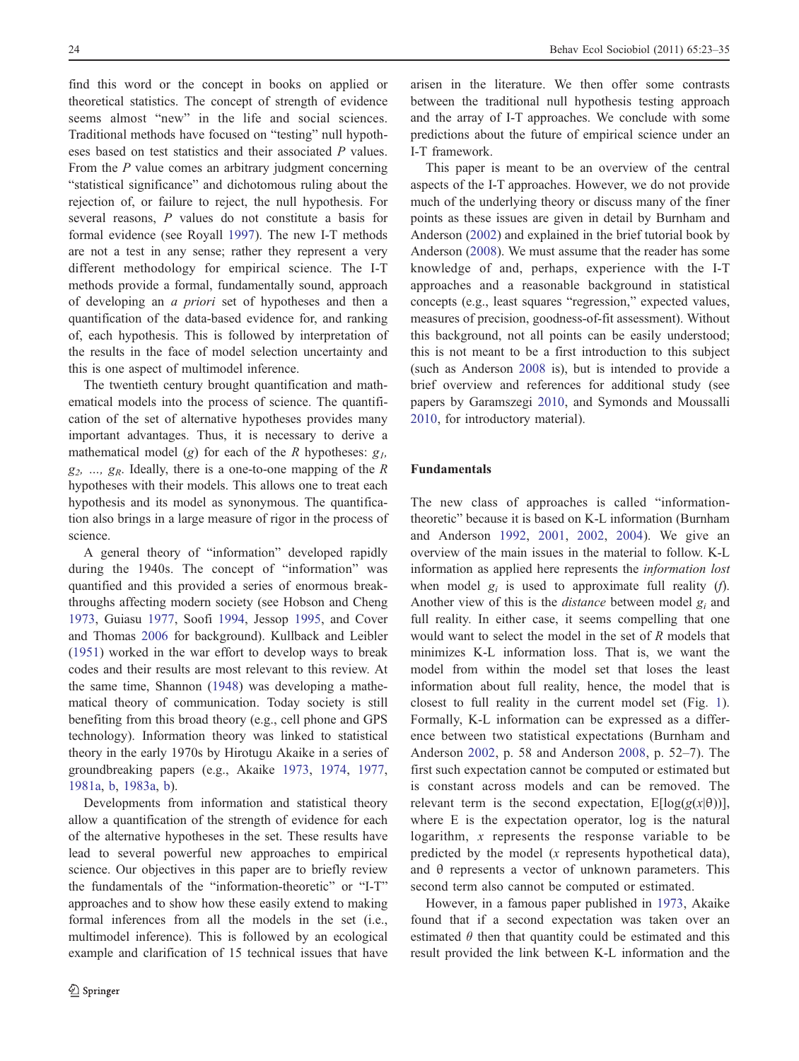find this word or the concept in books on applied or theoretical statistics. The concept of strength of evidence seems almost "new" in the life and social sciences. Traditional methods have focused on "testing" null hypotheses based on test statistics and their associated $P$ values. From the $P$ value comes an arbitrary judgment concerning "statistical significance" and dichotomous ruling about the rejection of, or failure to reject, the null hypothesis. For several reasons, $P$ values do not constitute a basis for formal evidence (see Royall 1997). The new I-T methods are not a test in any sense; rather they represent a very different methodology for empirical science. The I-T methods provide a formal, fundamentally sound, approach of developing an *a priori* set of hypotheses and then a quantification of the data-based evidence for, and ranking of, each hypothesis. This is followed by interpretation of the results in the face of model selection uncertainty and this is one aspect of multimodel inference.

The twentieth century brought quantification and mathematical models into the process of science. The quantification of the set of alternative hypotheses provides many important advantages. Thus, it is necessary to derive a mathematical model ($g$) for each of the $R$ hypotheses: $g_1, g_2, \ldots, g_R$. Ideally, there is a one-to-one mapping of the $R$ hypotheses with their models. This allows one to treat each hypothesis and its model as synonymous. The quantification also brings in a large measure of rigor in the process of science.

A general theory of "information" developed rapidly during the 1940s. The concept of "information" was quantified and this provided a series of enormous breakthroughs affecting modern society (see Hobson and Cheng 1973, Guiasu 1977, Soofi 1994, Jessop 1995, and Cover and Thomas 2006 for background). Kullback and Leibler (1951) worked in the war effort to develop ways to break codes and their results are most relevant to this review. At the same time, Shannon (1948) was developing a mathematical theory of communication. Today society is still benefiting from this broad theory (e.g., cell phone and GPS technology). Information theory was linked to statistical theory in the early 1970s by Hirotugu Akaike in a series of groundbreaking papers (e.g., Akaike 1973, 1974, 1977, 1981a, b, 1983a, b).

Developments from information and statistical theory allow a quantification of the strength of evidence for each of the alternative hypotheses in the set. These results have lead to several powerful new approaches to empirical science. Our objectives in this paper are to briefly review the fundamentals of the "information-theoretic" or "I-T" approaches and to show how these easily extend to making formal inferences from all the models in the set (i.e., multimodel inference). This is followed by an ecological example and clarification of 15 technical issues that have arisen in the literature. We then offer some contrasts between the traditional null hypothesis testing approach and the array of I-T approaches. We conclude with some predictions about the future of empirical science under an I-T framework.

This paper is meant to be an overview of the central aspects of the I-T approaches. However, we do not provide much of the underlying theory or discuss many of the finer points as these issues are given in detail by Burnham and Anderson (2002) and explained in the brief tutorial book by Anderson (2008). We must assume that the reader has some knowledge of and, perhaps, experience with the I-T approaches and a reasonable background in statistical concepts (e.g., least squares "regression," expected values, measures of precision, goodness-of-fit assessment). Without this background, not all points can be easily understood; this is not meant to be a first introduction to this subject (such as Anderson 2008 is), but is intended to provide a brief overview and references for additional study (see papers by Garamszegi 2010, and Symonds and Moussalli 2010, for introductory material).

## Fundamentals

The new class of approaches is called "information-theoretic" because it is based on K-L information (Burnham and Anderson 1992, 2001, 2002, 2004). We give an overview of the main issues in the material to follow. K-L information as applied here represents the *information lost* when model $g_i$ is used to approximate full reality ($f$). Another view of this is the *distance* between model $g_i$ and full reality. In either case, it seems compelling that one would want to select the model in the set of $R$ models that minimizes K-L information loss. That is, we want the model from within the model set that loses the least information about full reality, hence, the model that is closest to full reality in the current model set (Fig. 1). Formally, K-L information can be expressed as a difference between two statistical expectations (Burnham and Anderson 2002, p. 58 and Anderson 2008, p. 52–7). The first such expectation cannot be computed or estimated but is constant across models and can be removed. The relevant term is the second expectation, $E[\log(g(x|\theta))]$, where E is the expectation operator, log is the natural logarithm, $x$ represents the response variable to be predicted by the model ($x$ represents hypothetical data), and $\theta$ represents a vector of unknown parameters. This second term also cannot be computed or estimated.

However, in a famous paper published in 1973, Akaike found that if a second expectation was taken over an estimated $\theta$ then that quantity could be estimated and this result provided the link between K-L information and the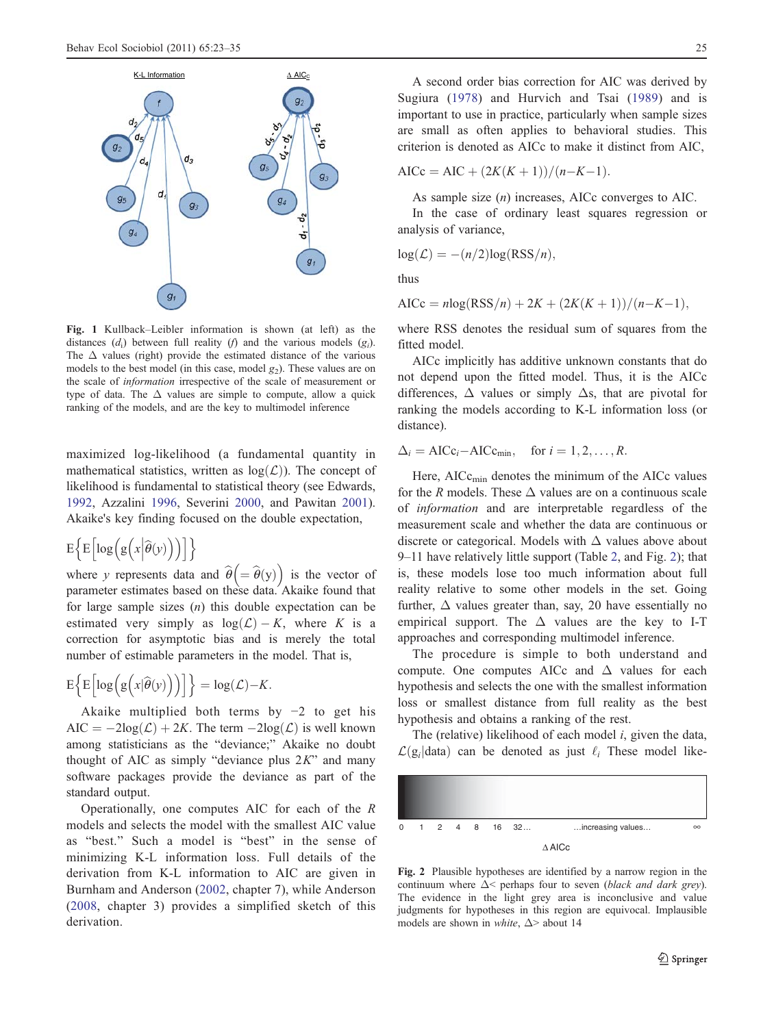Fig. 1 Kullback–Leibler information is shown (at left) as the distances ($d_i$) between full reality ($f$) and the various models ($g_i$). The $\Delta$ values (right) provide the estimated distance of the various models to the best model (in this case, model $g_2$). These values are on the scale of *information* irrespective of the scale of measurement or type of data. The $\Delta$ values are simple to compute, allow a quick ranking of the models, and are the key to multimodel inference

maximized log-likelihood (a fundamental quantity in mathematical statistics, written as $\log(\mathcal{L})$). The concept of likelihood is fundamental to statistical theory (see Edwards, 1992, Azzalini 1996, Severini 2000, and Pawitan 2001). Akaike's key finding focused on the double expectation,

$$\mathrm{E}\left\{\mathrm{E}\left[\log\left(g\left(x\middle|\hat{\theta}(y)\right)\right)\right]\right\}$$

where $y$ represents data and $\hat{\theta}\left(=\hat{\theta}(y)\right)$ is the vector of parameter estimates based on these data. Akaike found that for large sample sizes ($n$) this double expectation can be estimated very simply as $\log(\mathcal{L}) - K$, where $K$ is a correction for asymptotic bias and is merely the total number of estimable parameters in the model. That is,

$$\mathrm{E}\left\{\mathrm{E}\left[\log\left(g\left(x\middle|\hat{\theta}(y)\right)\right)\right]\right\} = \log(\mathcal{L}) - K.$$

Akaike multiplied both terms by −2 to get his AIC $= -2\log(\mathcal{L}) + 2K$. The term $-2\log(\mathcal{L})$ is well known among statisticians as the "deviance;" Akaike no doubt thought of AIC as simply "deviance plus $2K$" and many software packages provide the deviance as part of the standard output.

Operationally, one computes AIC for each of the $R$ models and selects the model with the smallest AIC value as "best." Such a model is "best" in the sense of minimizing K-L information loss. Full details of the derivation from K-L information to AIC are given in Burnham and Anderson (2002, chapter 7), while Anderson (2008, chapter 3) provides a simplified sketch of this derivation.

A second order bias correction for AIC was derived by Sugiura (1978) and Hurvich and Tsai (1989) and is important to use in practice, particularly when sample sizes are small as often applies to behavioral studies. This criterion is denoted as AICc to make it distinct from AIC,

$$\mathrm{AICc} = \mathrm{AIC} + (2K(K+1))/(n-K-1).$$

As sample size ($n$) increases, AICc converges to AIC.

In the case of ordinary least squares regression or analysis of variance,

$$\log(\mathcal{L}) = -(n/2)\log(\mathrm{RSS}/n),$$

thus

$$\mathrm{AICc} = n\log(\mathrm{RSS}/n) + 2K + (2K(K+1))/(n-K-1),$$

where RSS denotes the residual sum of squares from the fitted model.

AICc implicitly has additive unknown constants that do not depend upon the fitted model. Thus, it is the AICc differences, $\Delta$ values or simply $\Delta$s, that are pivotal for ranking the models according to K-L information loss (or distance).

$$\Delta_i = \mathrm{AICc}_i - \mathrm{AICc}_{\min}, \quad \text{for } i = 1, 2, \ldots, R.$$

Here, $\mathrm{AICc}_{\min}$ denotes the minimum of the AICc values for the $R$ models. These $\Delta$ values are on a continuous scale of *information* and are interpretable regardless of the measurement scale and whether the data are continuous or discrete or categorical. Models with $\Delta$ values above about 9–11 have relatively little support (Table 2, and Fig. 2); that is, these models lose too much information about full reality relative to some other models in the set. Going further, $\Delta$ values greater than, say, 20 have essentially no empirical support. The $\Delta$ values are the key to I-T approaches and corresponding multimodel inference.

The procedure is simple to both understand and compute. One computes AICc and $\Delta$ values for each hypothesis and selects the one with the smallest information loss or smallest distance from full reality as the best hypothesis and obtains a ranking of the rest.

The (relative) likelihood of each model $i$, given the data, $\mathcal{L}(g_i|\text{data})$ can be denoted as just $\ell_i$ These model like-

Fig. 2 Plausible hypotheses are identified by a narrow region in the continuum where $\Delta <$ perhaps four to seven (*black and dark grey*). The evidence in the light grey area is inconclusive and value judgments for hypotheses in this region are equivocal. Implausible models are shown in *white*, $\Delta >$ about 14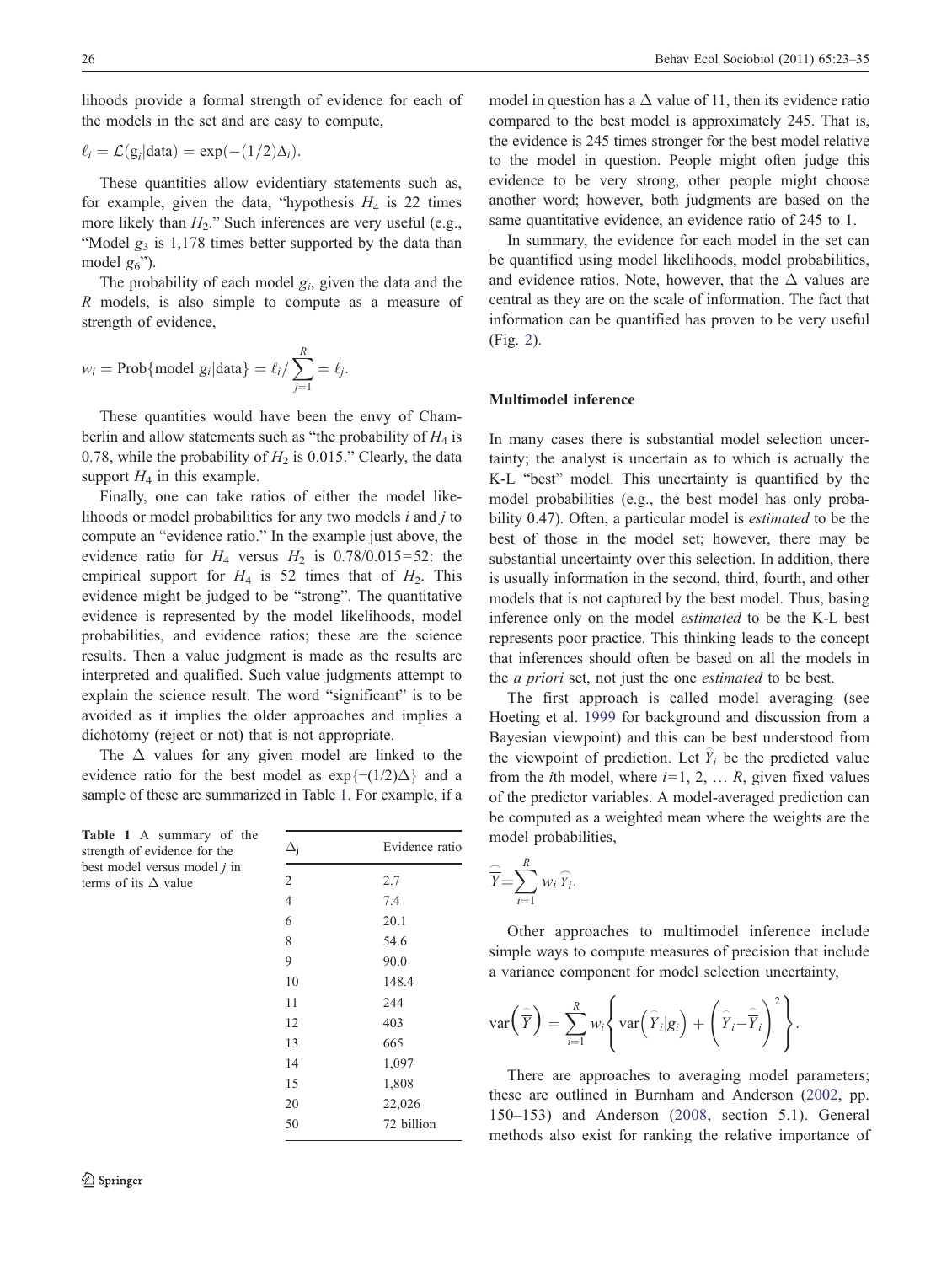lihoods provide a formal strength of evidence for each of the models in the set and are easy to compute,

$$\ell_i = \mathcal{L}(g_i|\text{data}) = \exp(-(1/2)\Delta_i).$$

These quantities allow evidentiary statements such as, for example, given the data, "hypothesis $H_4$ is 22 times more likely than $H_2$." Such inferences are very useful (e.g., "Model $g_3$ is 1,178 times better supported by the data than model $g_6$").

The probability of each model $g_i$, given the data and the $R$ models, is also simple to compute as a measure of strength of evidence,

$$w_i = \text{Prob}\{\text{model } g_i|\text{data}\} = \ell_i / \sum_{j=1}^{R} = \ell_j.$$

These quantities would have been the envy of Chamberlin and allow statements such as "the probability of $H_4$ is 0.78, while the probability of $H_2$ is 0.015." Clearly, the data support $H_4$ in this example.

Finally, one can take ratios of either the model likelihoods or model probabilities for any two models $i$ and $j$ to compute an "evidence ratio." In the example just above, the evidence ratio for $H_4$ versus $H_2$ is 0.78/0.015=52: the empirical support for $H_4$ is 52 times that of $H_2$. This evidence might be judged to be "strong". The quantitative evidence is represented by the model likelihoods, model probabilities, and evidence ratios; these are the science results. Then a value judgment is made as the results are interpreted and qualified. Such value judgments attempt to explain the science result. The word "significant" is to be avoided as it implies the older approaches and implies a dichotomy (reject or not) that is not appropriate.

The $\Delta$ values for any given model are linked to the evidence ratio for the best model as $\exp\{-(1/2)\Delta\}$ and a sample of these are summarized in Table 1. For example, if a model in question has a $\Delta$ value of 11, then its evidence ratio compared to the best model is approximately 245. That is, the evidence is 245 times stronger for the best model relative to the model in question. People might often judge this evidence to be very strong, other people might choose another word; however, both judgments are based on the same quantitative evidence, an evidence ratio of 245 to 1.

**Table 1** A summary of the strength of evidence for the best model versus model $j$ in terms of its $\Delta$ value

| $\Delta_j$ | Evidence ratio |
|---|---|
| 2 | 2.7 |
| 4 | 7.4 |
| 6 | 20.1 |
| 8 | 54.6 |
| 9 | 90.0 |
| 10 | 148.4 |
| 11 | 244 |
| 12 | 403 |
| 13 | 665 |
| 14 | 1,097 |
| 15 | 1,808 |
| 20 | 22,026 |
| 50 | 72 billion |

In summary, the evidence for each model in the set can be quantified using model likelihoods, model probabilities, and evidence ratios. Note, however, that the $\Delta$ values are central as they are on the scale of information. The fact that information can be quantified has proven to be very useful (Fig. 2).

## Multimodel inference

In many cases there is substantial model selection uncertainty; the analyst is uncertain as to which is actually the K-L "best" model. This uncertainty is quantified by the model probabilities (e.g., the best model has only probability 0.47). Often, a particular model is *estimated* to be the best of those in the model set; however, there may be substantial uncertainty over this selection. In addition, there is usually information in the second, third, fourth, and other models that is not captured by the best model. Thus, basing inference only on the model *estimated* to be the K-L best represents poor practice. This thinking leads to the concept that inferences should often be based on all the models in the *a priori* set, not just the one *estimated* to be best.

The first approach is called model averaging (see Hoeting et al. 1999 for background and discussion from a Bayesian viewpoint) and this can be best understood from the viewpoint of prediction. Let $\widehat{Y}_i$ be the predicted value from the $i$th model, where $i$=1, 2, … $R$, given fixed values of the predictor variables. A model-averaged prediction can be computed as a weighted mean where the weights are the model probabilities,

$$\widehat{\overline{Y}} = \sum_{i=1}^{R} w_i \widehat{Y_i}.$$

Other approaches to multimodel inference include simple ways to compute measures of precision that include a variance component for model selection uncertainty,

$$\text{var}\left(\widehat{\overline{Y}}\right) = \sum_{i=1}^{R} w_i \left\{ \text{var}\left(\widehat{Y}_i|g_i\right) + \left(\widehat{Y}_i - \widehat{\overline{Y}}_i\right)^2 \right\}.$$

There are approaches to averaging model parameters; these are outlined in Burnham and Anderson (2002, pp. 150–153) and Anderson (2008, section 5.1). General methods also exist for ranking the relative importance of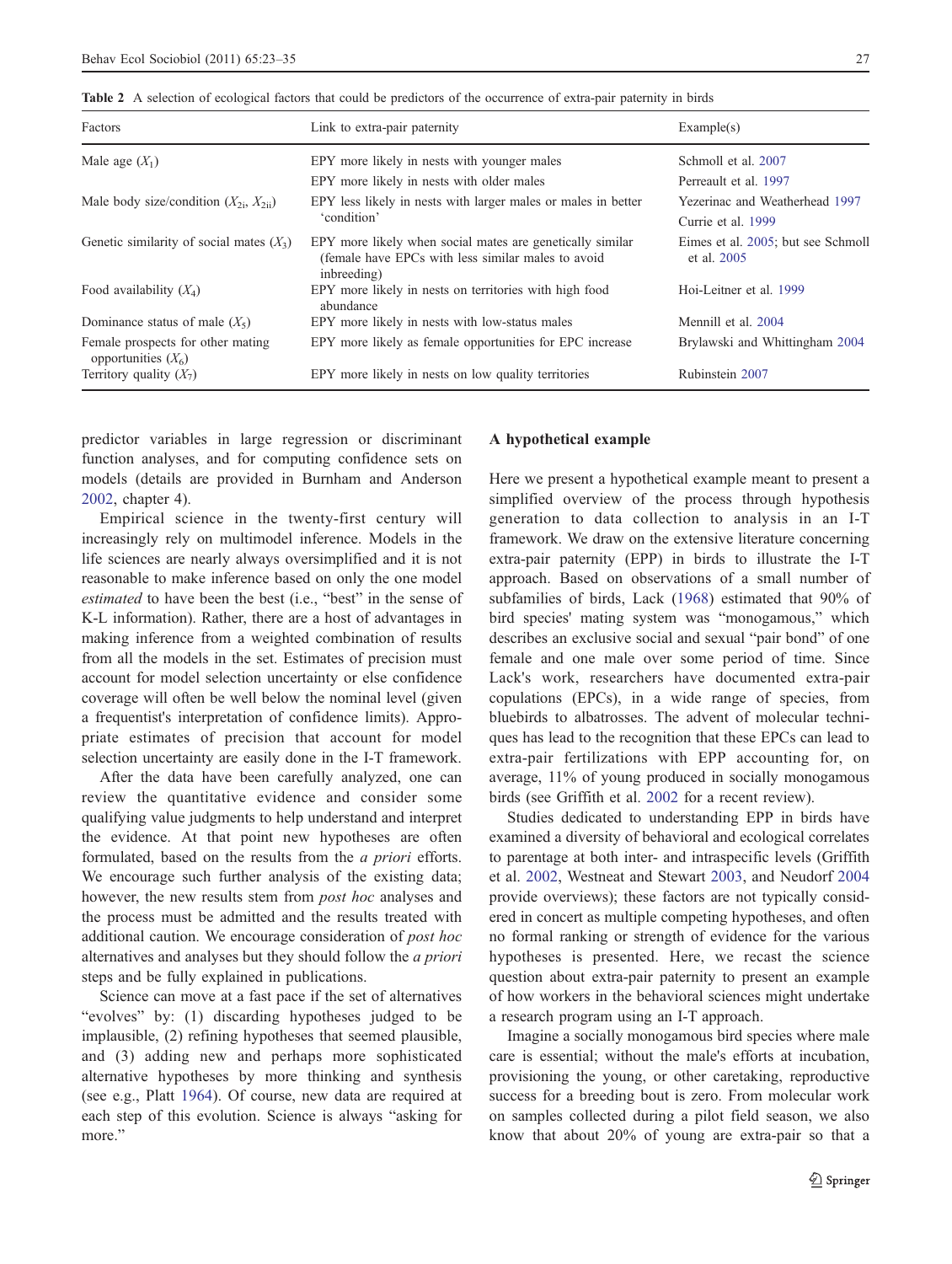Table 2 A selection of ecological factors that could be predictors of the occurrence of extra-pair paternity in birds

| Factors | Link to extra-pair paternity | Example(s) |
|---|---|---|
| Male age ($X_1$) | EPY more likely in nests with younger males | Schmoll et al. 2007 |
| | EPY more likely in nests with older males | Perreault et al. 1997 |
| Male body size/condition ($X_{2i}$, $X_{2ii}$) | EPY less likely in nests with larger males or males in better 'condition' | Yezerinac and Weatherhead 1997 |
| | | Currie et al. 1999 |
| Genetic similarity of social mates ($X_3$) | EPY more likely when social mates are genetically similar (female have EPCs with less similar males to avoid inbreeding) | Eimes et al. 2005; but see Schmoll et al. 2005 |
| Food availability ($X_4$) | EPY more likely in nests on territories with high food abundance | Hoi-Leitner et al. 1999 |
| Dominance status of male ($X_5$) | EPY more likely in nests with low-status males | Mennill et al. 2004 |
| Female prospects for other mating opportunities ($X_6$) | EPY more likely as female opportunities for EPC increase | Brylawski and Whittingham 2004 |
| Territory quality ($X_7$) | EPY more likely in nests on low quality territories | Rubinstein 2007 |

predictor variables in large regression or discriminant function analyses, and for computing confidence sets on models (details are provided in Burnham and Anderson 2002, chapter 4).

Empirical science in the twenty-first century will increasingly rely on multimodel inference. Models in the life sciences are nearly always oversimplified and it is not reasonable to make inference based on only the one model *estimated* to have been the best (i.e., "best" in the sense of K-L information). Rather, there are a host of advantages in making inference from a weighted combination of results from all the models in the set. Estimates of precision must account for model selection uncertainty or else confidence coverage will often be well below the nominal level (given a frequentist's interpretation of confidence limits). Appropriate estimates of precision that account for model selection uncertainty are easily done in the I-T framework.

After the data have been carefully analyzed, one can review the quantitative evidence and consider some qualifying value judgments to help understand and interpret the evidence. At that point new hypotheses are often formulated, based on the results from the *a priori* efforts. We encourage such further analysis of the existing data; however, the new results stem from *post hoc* analyses and the process must be admitted and the results treated with additional caution. We encourage consideration of *post hoc* alternatives and analyses but they should follow the *a priori* steps and be fully explained in publications.

Science can move at a fast pace if the set of alternatives "evolves" by: (1) discarding hypotheses judged to be implausible, (2) refining hypotheses that seemed plausible, and (3) adding new and perhaps more sophisticated alternative hypotheses by more thinking and synthesis (see e.g., Platt 1964). Of course, new data are required at each step of this evolution. Science is always "asking for more."

## A hypothetical example

Here we present a hypothetical example meant to present a simplified overview of the process through hypothesis generation to data collection to analysis in an I-T framework. We draw on the extensive literature concerning extra-pair paternity (EPP) in birds to illustrate the I-T approach. Based on observations of a small number of subfamilies of birds, Lack (1968) estimated that 90% of bird species' mating system was "monogamous," which describes an exclusive social and sexual "pair bond" of one female and one male over some period of time. Since Lack's work, researchers have documented extra-pair copulations (EPCs), in a wide range of species, from bluebirds to albatrosses. The advent of molecular techniques has lead to the recognition that these EPCs can lead to extra-pair fertilizations with EPP accounting for, on average, 11% of young produced in socially monogamous birds (see Griffith et al. 2002 for a recent review).

Studies dedicated to understanding EPP in birds have examined a diversity of behavioral and ecological correlates to parentage at both inter- and intraspecific levels (Griffith et al. 2002, Westneat and Stewart 2003, and Neudorf 2004 provide overviews); these factors are not typically considered in concert as multiple competing hypotheses, and often no formal ranking or strength of evidence for the various hypotheses is presented. Here, we recast the science question about extra-pair paternity to present an example of how workers in the behavioral sciences might undertake a research program using an I-T approach.

Imagine a socially monogamous bird species where male care is essential; without the male's efforts at incubation, provisioning the young, or other caretaking, reproductive success for a breeding bout is zero. From molecular work on samples collected during a pilot field season, we also know that about 20% of young are extra-pair so that a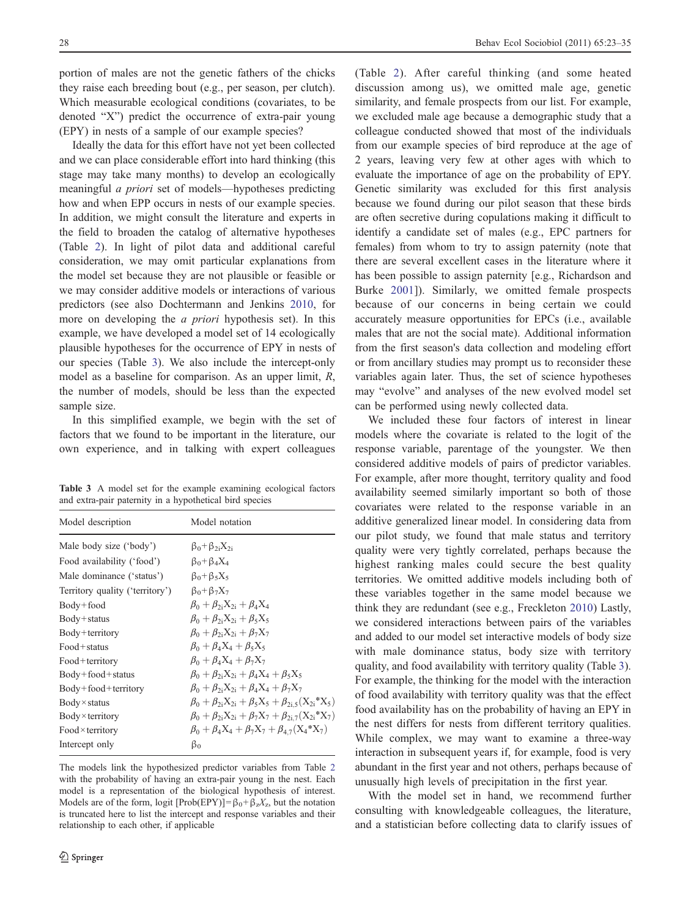portion of males are not the genetic fathers of the chicks they raise each breeding bout (e.g., per season, per clutch). Which measurable ecological conditions (covariates, to be denoted "X") predict the occurrence of extra-pair young (EPY) in nests of a sample of our example species?

Ideally the data for this effort have not yet been collected and we can place considerable effort into hard thinking (this stage may take many months) to develop an ecologically meaningful *a priori* set of models—hypotheses predicting how and when EPP occurs in nests of our example species. In addition, we might consult the literature and experts in the field to broaden the catalog of alternative hypotheses (Table 2). In light of pilot data and additional careful consideration, we may omit particular explanations from the model set because they are not plausible or feasible or we may consider additive models or interactions of various predictors (see also Dochtermann and Jenkins 2010, for more on developing the *a priori* hypothesis set). In this example, we have developed a model set of 14 ecologically plausible hypotheses for the occurrence of EPY in nests of our species (Table 3). We also include the intercept-only model as a baseline for comparison. As an upper limit, *R*, the number of models, should be less than the expected sample size.

In this simplified example, we begin with the set of factors that we found to be important in the literature, our own experience, and in talking with expert colleagues (Table 2). After careful thinking (and some heated discussion among us), we omitted male age, genetic similarity, and female prospects from our list. For example, we excluded male age because a demographic study that a colleague conducted showed that most of the individuals from our example species of bird reproduce at the age of 2 years, leaving very few at other ages with which to evaluate the importance of age on the probability of EPY. Genetic similarity was excluded for this first analysis because we found during our pilot season that these birds are often secretive during copulations making it difficult to identify a candidate set of males (e.g., EPC partners for females) from whom to try to assign paternity (note that there are several excellent cases in the literature where it has been possible to assign paternity [e.g., Richardson and Burke 2001]). Similarly, we omitted female prospects because of our concerns in being certain we could accurately measure opportunities for EPCs (i.e., available males that are not the social mate). Additional information from the first season's data collection and modeling effort or from ancillary studies may prompt us to reconsider these variables again later. Thus, the set of science hypotheses may "evolve" and analyses of the new evolved model set can be performed using newly collected data.

**Table 3** A model set for the example examining ecological factors and extra-pair paternity in a hypothetical bird species

| Model description | Model notation |
|---|---|
| Male body size ('body') | $\beta_0+\beta_{2i}X_{2i}$ |
| Food availability ('food') | $\beta_0+\beta_4X_4$ |
| Male dominance ('status') | $\beta_0+\beta_5X_5$ |
| Territory quality ('territory') | $\beta_0+\beta_7X_7$ |
| Body+food | $\beta_0+\beta_{2i}X_{2i}+\beta_4X_4$ |
| Body+status | $\beta_0+\beta_{2i}X_{2i}+\beta_5X_5$ |
| Body+territory | $\beta_0+\beta_{2i}X_{2i}+\beta_7X_7$ |
| Food+status | $\beta_0+\beta_4X_4+\beta_5X_5$ |
| Food+territory | $\beta_0+\beta_4X_4+\beta_7X_7$ |
| Body+food+status | $\beta_0+\beta_{2i}X_{2i}+\beta_4X_4+\beta_5X_5$ |
| Body+food+territory | $\beta_0+\beta_{2i}X_{2i}+\beta_4X_4+\beta_7X_7$ |
| Body×status | $\beta_0+\beta_{2i}X_{2i}+\beta_5X_5+\beta_{2i,5}(X_{2i}{*}X_5)$ |
| Body×territory | $\beta_0+\beta_{2i}X_{2i}+\beta_7X_7+\beta_{2i,7}(X_{2i}{*}X_7)$ |
| Food×territory | $\beta_0+\beta_4X_4+\beta_7X_7+\beta_{4,7}(X_4{*}X_7)$ |
| Intercept only | $\beta_0$ |

The models link the hypothesized predictor variables from Table 2 with the probability of having an extra-pair young in the nest. Each model is a representation of the biological hypothesis of interest. Models are of the form, logit [Prob(EPY)]$=\beta_0+\beta_zX_z$, but the notation is truncated here to list the intercept and response variables and their relationship to each other, if applicable

We included these four factors of interest in linear models where the covariate is related to the logit of the response variable, parentage of the youngster. We then considered additive models of pairs of predictor variables. For example, after more thought, territory quality and food availability seemed similarly important so both of those covariates were related to the response variable in an additive generalized linear model. In considering data from our pilot study, we found that male status and territory quality were very tightly correlated, perhaps because the highest ranking males could secure the best quality territories. We omitted additive models including both of these variables together in the same model because we think they are redundant (see e.g., Freckleton 2010) Lastly, we considered interactions between pairs of the variables and added to our model set interactive models of body size with male dominance status, body size with territory quality, and food availability with territory quality (Table 3). For example, the thinking for the model with the interaction of food availability with territory quality was that the effect food availability has on the probability of having an EPY in the nest differs for nests from different territory qualities. While complex, we may want to examine a three-way interaction in subsequent years if, for example, food is very abundant in the first year and not others, perhaps because of unusually high levels of precipitation in the first year.

With the model set in hand, we recommend further consulting with knowledgeable colleagues, the literature, and a statistician before collecting data to clarify issues of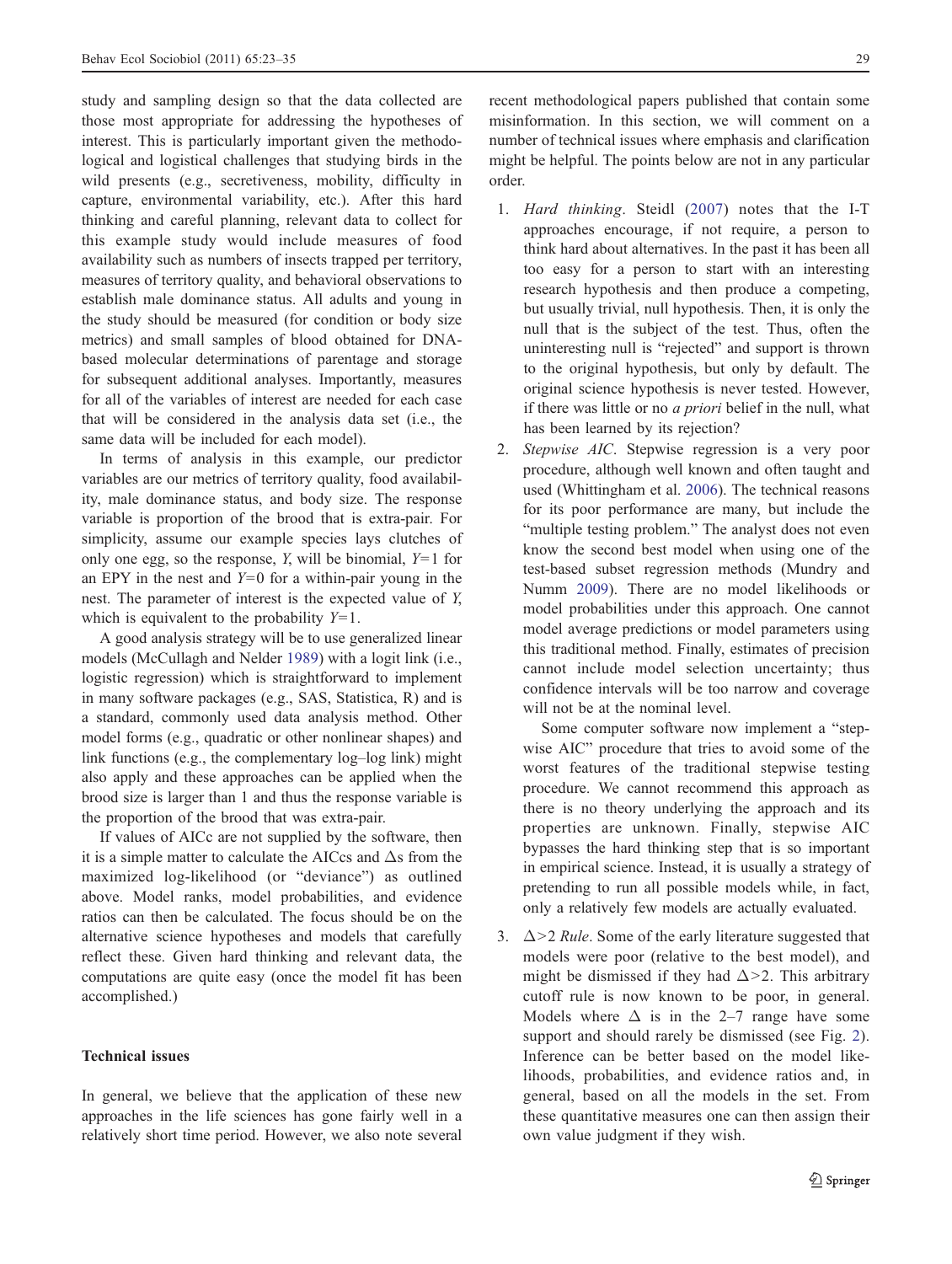study and sampling design so that the data collected are those most appropriate for addressing the hypotheses of interest. This is particularly important given the methodological and logistical challenges that studying birds in the wild presents (e.g., secretiveness, mobility, difficulty in capture, environmental variability, etc.). After this hard thinking and careful planning, relevant data to collect for this example study would include measures of food availability such as numbers of insects trapped per territory, measures of territory quality, and behavioral observations to establish male dominance status. All adults and young in the study should be measured (for condition or body size metrics) and small samples of blood obtained for DNA-based molecular determinations of parentage and storage for subsequent additional analyses. Importantly, measures for all of the variables of interest are needed for each case that will be considered in the analysis data set (i.e., the same data will be included for each model).

In terms of analysis in this example, our predictor variables are our metrics of territory quality, food availability, male dominance status, and body size. The response variable is proportion of the brood that is extra-pair. For simplicity, assume our example species lays clutches of only one egg, so the response, $Y$, will be binomial, $Y=1$ for an EPY in the nest and $Y=0$ for a within-pair young in the nest. The parameter of interest is the expected value of $Y$, which is equivalent to the probability $Y=1$.

A good analysis strategy will be to use generalized linear models (McCullagh and Nelder 1989) with a logit link (i.e., logistic regression) which is straightforward to implement in many software packages (e.g., SAS, Statistica, R) and is a standard, commonly used data analysis method. Other model forms (e.g., quadratic or other nonlinear shapes) and link functions (e.g., the complementary log–log link) might also apply and these approaches can be applied when the brood size is larger than 1 and thus the response variable is the proportion of the brood that was extra-pair.

If values of AICc are not supplied by the software, then it is a simple matter to calculate the AICcs and $\Delta$s from the maximized log-likelihood (or "deviance") as outlined above. Model ranks, model probabilities, and evidence ratios can then be calculated. The focus should be on the alternative science hypotheses and models that carefully reflect these. Given hard thinking and relevant data, the computations are quite easy (once the model fit has been accomplished.)

## Technical issues

In general, we believe that the application of these new approaches in the life sciences has gone fairly well in a relatively short time period. However, we also note several recent methodological papers published that contain some misinformation. In this section, we will comment on a number of technical issues where emphasis and clarification might be helpful. The points below are not in any particular order.

1. *Hard thinking*. Steidl (2007) notes that the I-T approaches encourage, if not require, a person to think hard about alternatives. In the past it has been all too easy for a person to start with an interesting research hypothesis and then produce a competing, but usually trivial, null hypothesis. Then, it is only the null that is the subject of the test. Thus, often the uninteresting null is "rejected" and support is thrown to the original hypothesis, but only by default. The original science hypothesis is never tested. However, if there was little or no *a priori* belief in the null, what has been learned by its rejection?
2. *Stepwise AIC*. Stepwise regression is a very poor procedure, although well known and often taught and used (Whittingham et al. 2006). The technical reasons for its poor performance are many, but include the "multiple testing problem." The analyst does not even know the second best model when using one of the test-based subset regression methods (Mundry and Numm 2009). There are no model likelihoods or model probabilities under this approach. One cannot model average predictions or model parameters using this traditional method. Finally, estimates of precision cannot include model selection uncertainty; thus confidence intervals will be too narrow and coverage will not be at the nominal level.

   Some computer software now implement a "stepwise AIC" procedure that tries to avoid some of the worst features of the traditional stepwise testing procedure. We cannot recommend this approach as there is no theory underlying the approach and its properties are unknown. Finally, stepwise AIC bypasses the hard thinking step that is so important in empirical science. Instead, it is usually a strategy of pretending to run all possible models while, in fact, only a relatively few models are actually evaluated.
3. *$\Delta$>2 Rule*. Some of the early literature suggested that models were poor (relative to the best model), and might be dismissed if they had $\Delta>2$. This arbitrary cutoff rule is now known to be poor, in general. Models where $\Delta$ is in the 2–7 range have some support and should rarely be dismissed (see Fig. 2). Inference can be better based on the model likelihoods, probabilities, and evidence ratios and, in general, based on all the models in the set. From these quantitative measures one can then assign their own value judgment if they wish.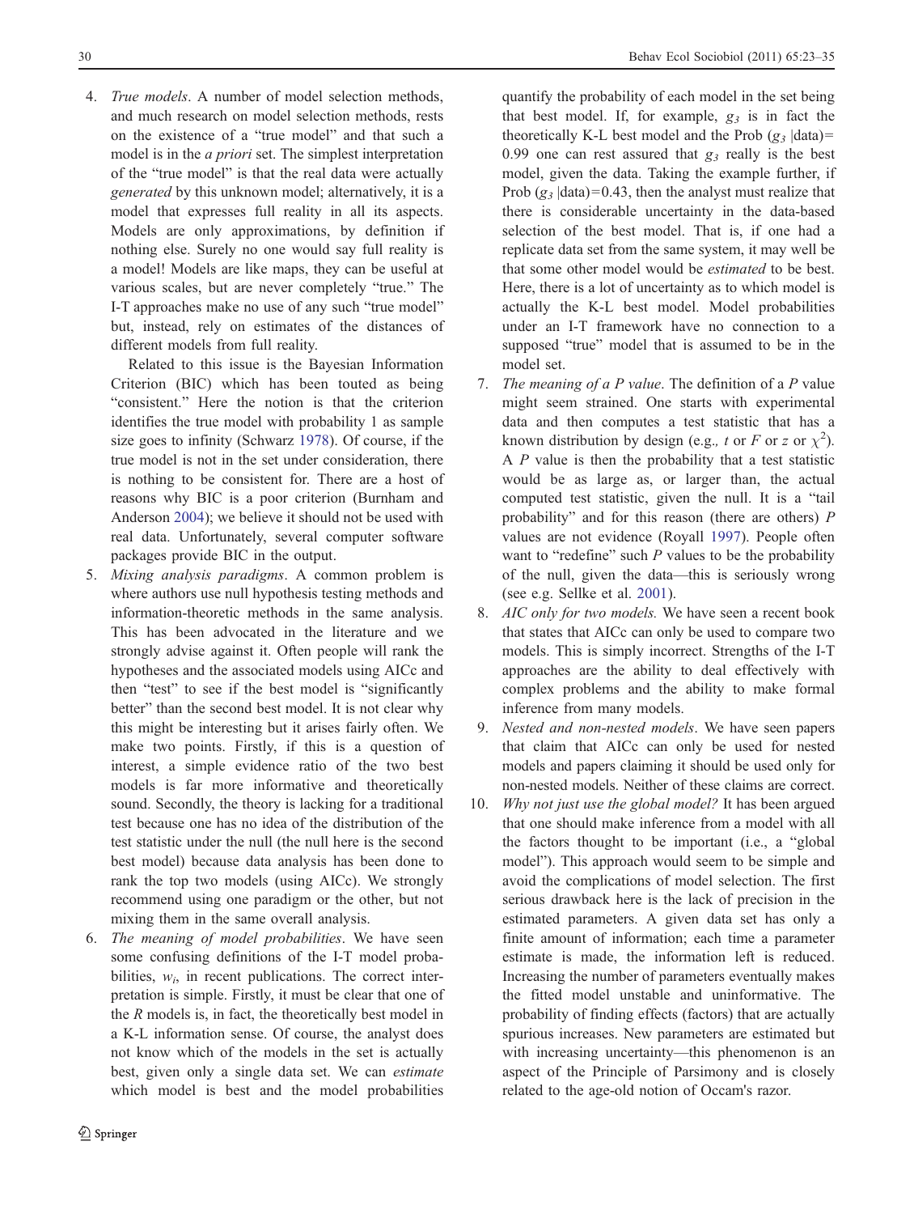4. *True models*. A number of model selection methods, and much research on model selection methods, rests on the existence of a "true model" and that such a model is in the *a priori* set. The simplest interpretation of the "true model" is that the real data were actually *generated* by this unknown model; alternatively, it is a model that expresses full reality in all its aspects. Models are only approximations, by definition if nothing else. Surely no one would say full reality is a model! Models are like maps, they can be useful at various scales, but are never completely "true." The I-T approaches make no use of any such "true model" but, instead, rely on estimates of the distances of different models from full reality.

   Related to this issue is the Bayesian Information Criterion (BIC) which has been touted as being "consistent." Here the notion is that the criterion identifies the true model with probability 1 as sample size goes to infinity (Schwarz 1978). Of course, if the true model is not in the set under consideration, there is nothing to be consistent for. There are a host of reasons why BIC is a poor criterion (Burnham and Anderson 2004); we believe it should not be used with real data. Unfortunately, several computer software packages provide BIC in the output.

5. *Mixing analysis paradigms*. A common problem is where authors use null hypothesis testing methods and information-theoretic methods in the same analysis. This has been advocated in the literature and we strongly advise against it. Often people will rank the hypotheses and the associated models using AICc and then "test" to see if the best model is "significantly better" than the second best model. It is not clear why this might be interesting but it arises fairly often. We make two points. Firstly, if this is a question of interest, a simple evidence ratio of the two best models is far more informative and theoretically sound. Secondly, the theory is lacking for a traditional test because one has no idea of the distribution of the test statistic under the null (the null here is the second best model) because data analysis has been done to rank the top two models (using AICc). We strongly recommend using one paradigm or the other, but not mixing them in the same overall analysis.

6. *The meaning of model probabilities*. We have seen some confusing definitions of the I-T model probabilities, $w_i$, in recent publications. The correct interpretation is simple. Firstly, it must be clear that one of the *R* models is, in fact, the theoretically best model in a K-L information sense. Of course, the analyst does not know which of the models in the set is actually best, given only a single data set. We can *estimate* which model is best and the model probabilities quantify the probability of each model in the set being that best model. If, for example, $g_3$ is in fact the theoretically K-L best model and the Prob ($g_3$ |data)= 0.99 one can rest assured that $g_3$ really is the best model, given the data. Taking the example further, if Prob ($g_3$ |data)=0.43, then the analyst must realize that there is considerable uncertainty in the data-based selection of the best model. That is, if one had a replicate data set from the same system, it may well be that some other model would be *estimated* to be best. Here, there is a lot of uncertainty as to which model is actually the K-L best model. Model probabilities under an I-T framework have no connection to a supposed "true" model that is assumed to be in the model set.

7. *The meaning of a P value*. The definition of a *P* value might seem strained. One starts with experimental data and then computes a test statistic that has a known distribution by design (e.g., *t* or *F* or *z* or $\chi^2$). A *P* value is then the probability that a test statistic would be as large as, or larger than, the actual computed test statistic, given the null. It is a "tail probability" and for this reason (there are others) *P* values are not evidence (Royall 1997). People often want to "redefine" such *P* values to be the probability of the null, given the data—this is seriously wrong (see e.g. Sellke et al. 2001).

8. *AIC only for two models.* We have seen a recent book that states that AICc can only be used to compare two models. This is simply incorrect. Strengths of the I-T approaches are the ability to deal effectively with complex problems and the ability to make formal inference from many models.

9. *Nested and non-nested models*. We have seen papers that claim that AICc can only be used for nested models and papers claiming it should be used only for non-nested models. Neither of these claims are correct.

10. *Why not just use the global model?* It has been argued that one should make inference from a model with all the factors thought to be important (i.e., a "global model"). This approach would seem to be simple and avoid the complications of model selection. The first serious drawback here is the lack of precision in the estimated parameters. A given data set has only a finite amount of information; each time a parameter estimate is made, the information left is reduced. Increasing the number of parameters eventually makes the fitted model unstable and uninformative. The probability of finding effects (factors) that are actually spurious increases. New parameters are estimated but with increasing uncertainty—this phenomenon is an aspect of the Principle of Parsimony and is closely related to the age-old notion of Occam's razor.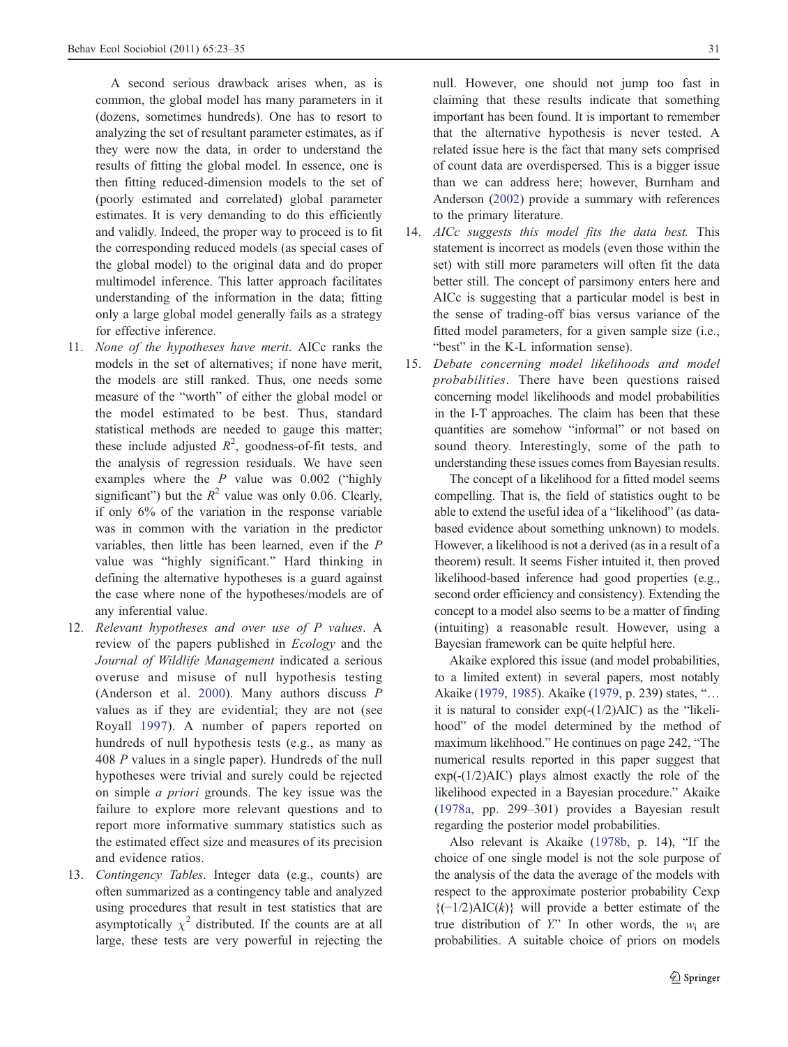A second serious drawback arises when, as is common, the global model has many parameters in it (dozens, sometimes hundreds). One has to resort to analyzing the set of resultant parameter estimates, as if they were now the data, in order to understand the results of fitting the global model. In essence, one is then fitting reduced-dimension models to the set of (poorly estimated and correlated) global parameter estimates. It is very demanding to do this efficiently and validly. Indeed, the proper way to proceed is to fit the corresponding reduced models (as special cases of the global model) to the original data and do proper multimodel inference. This latter approach facilitates understanding of the information in the data; fitting only a large global model generally fails as a strategy for effective inference.

11. *None of the hypotheses have merit*. AICc ranks the models in the set of alternatives; if none have merit, the models are still ranked. Thus, one needs some measure of the "worth" of either the global model or the model estimated to be best. Thus, standard statistical methods are needed to gauge this matter; these include adjusted $R^2$, goodness-of-fit tests, and the analysis of regression residuals. We have seen examples where the $P$ value was 0.002 ("highly significant") but the $R^2$ value was only 0.06. Clearly, if only 6% of the variation in the response variable was in common with the variation in the predictor variables, then little has been learned, even if the $P$ value was "highly significant." Hard thinking in defining the alternative hypotheses is a guard against the case where none of the hypotheses/models are of any inferential value.
12. *Relevant hypotheses and over use of P values*. A review of the papers published in *Ecology* and the *Journal of Wildlife Management* indicated a serious overuse and misuse of null hypothesis testing (Anderson et al. 2000). Many authors discuss $P$ values as if they are evidential; they are not (see Royall 1997). A number of papers reported on hundreds of null hypothesis tests (e.g., as many as 408 $P$ values in a single paper). Hundreds of the null hypotheses were trivial and surely could be rejected on simple *a priori* grounds. The key issue was the failure to explore more relevant questions and to report more informative summary statistics such as the estimated effect size and measures of its precision and evidence ratios.
13. *Contingency Tables*. Integer data (e.g., counts) are often summarized as a contingency table and analyzed using procedures that result in test statistics that are asymptotically $\chi^2$ distributed. If the counts are at all large, these tests are very powerful in rejecting the null. However, one should not jump too fast in claiming that these results indicate that something important has been found. It is important to remember that the alternative hypothesis is never tested. A related issue here is the fact that many sets comprised of count data are overdispersed. This is a bigger issue than we can address here; however, Burnham and Anderson (2002) provide a summary with references to the primary literature.
14. *AICc suggests this model fits the data best.* This statement is incorrect as models (even those within the set) with still more parameters will often fit the data better still. The concept of parsimony enters here and AICc is suggesting that a particular model is best in the sense of trading-off bias versus variance of the fitted model parameters, for a given sample size (i.e., "best" in the K-L information sense).
15. *Debate concerning model likelihoods and model probabilities*. There have been questions raised concerning model likelihoods and model probabilities in the I-T approaches. The claim has been that these quantities are somehow "informal" or not based on sound theory. Interestingly, some of the path to understanding these issues comes from Bayesian results.

    The concept of a likelihood for a fitted model seems compelling. That is, the field of statistics ought to be able to extend the useful idea of a "likelihood" (as data-based evidence about something unknown) to models. However, a likelihood is not a derived (as in a result of a theorem) result. It seems Fisher intuited it, then proved likelihood-based inference had good properties (e.g., second order efficiency and consistency). Extending the concept to a model also seems to be a matter of finding (intuiting) a reasonable result. However, using a Bayesian framework can be quite helpful here.

    Akaike explored this issue (and model probabilities, to a limited extent) in several papers, most notably Akaike (1979, 1985). Akaike (1979, p. 239) states, "… it is natural to consider $\exp(-(1/2)\text{AIC})$ as the "likelihood" of the model determined by the method of maximum likelihood." He continues on page 242, "The numerical results reported in this paper suggest that $\exp(-(1/2)\text{AIC})$ plays almost exactly the role of the likelihood expected in a Bayesian procedure." Akaike (1978a, pp. 299–301) provides a Bayesian result regarding the posterior model probabilities.

    Also relevant is Akaike (1978b, p. 14), "If the choice of one single model is not the sole purpose of the analysis of the data the average of the models with respect to the approximate posterior probability $C\exp\{(-1/2)\text{AIC}(k)\}$ will provide a better estimate of the true distribution of $Y$." In other words, the $w_i$ are probabilities. A suitable choice of priors on models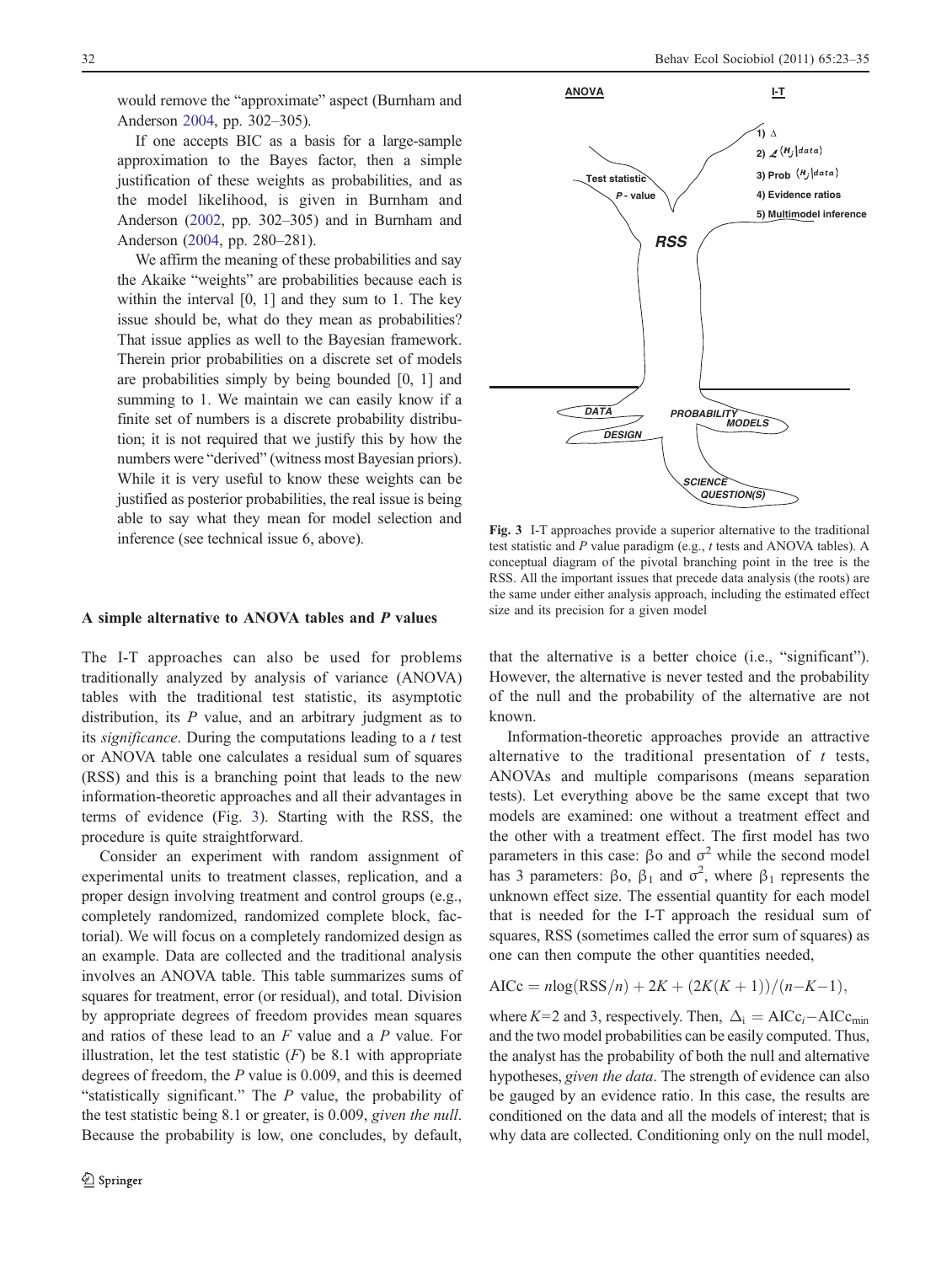would remove the "approximate" aspect (Burnham and Anderson 2004, pp. 302–305).

If one accepts BIC as a basis for a large-sample approximation to the Bayes factor, then a simple justification of these weights as probabilities, and as the model likelihood, is given in Burnham and Anderson (2002, pp. 302–305) and in Burnham and Anderson (2004, pp. 280–281).

We affirm the meaning of these probabilities and say the Akaike "weights" are probabilities because each is within the interval [0, 1] and they sum to 1. The key issue should be, what do they mean as probabilities? That issue applies as well to the Bayesian framework. Therein prior probabilities on a discrete set of models are probabilities simply by being bounded [0, 1] and summing to 1. We maintain we can easily know if a finite set of numbers is a discrete probability distribution; it is not required that we justify this by how the numbers were "derived" (witness most Bayesian priors). While it is very useful to know these weights can be justified as posterior probabilities, the real issue is being able to say what they mean for model selection and inference (see technical issue 6, above).

## A simple alternative to ANOVA tables and *P* values

The I-T approaches can also be used for problems traditionally analyzed by analysis of variance (ANOVA) tables with the traditional test statistic, its asymptotic distribution, its *P* value, and an arbitrary judgment as to its *significance*. During the computations leading to a *t* test or ANOVA table one calculates a residual sum of squares (RSS) and this is a branching point that leads to the new information-theoretic approaches and all their advantages in terms of evidence (Fig. 3). Starting with the RSS, the procedure is quite straightforward.

Consider an experiment with random assignment of experimental units to treatment classes, replication, and a proper design involving treatment and control groups (e.g., completely randomized, randomized complete block, factorial). We will focus on a completely randomized design as an example. Data are collected and the traditional analysis involves an ANOVA table. This table summarizes sums of squares for treatment, error (or residual), and total. Division by appropriate degrees of freedom provides mean squares and ratios of these lead to an *F* value and a *P* value. For illustration, let the test statistic (*F*) be 8.1 with appropriate degrees of freedom, the *P* value is 0.009, and this is deemed "statistically significant." The *P* value, the probability of the test statistic being 8.1 or greater, is 0.009, *given the null*. Because the probability is low, one concludes, by default, that the alternative is a better choice (i.e., "significant"). However, the alternative is never tested and the probability of the null and the probability of the alternative are not known.

**ANOVA** | **I-T**

Test statistic
*P* - value

1) $\Delta$
2) $\mathcal{L}(H_j|data)$
3) Prob $(H_j|data)$
4) Evidence ratios
5) Multimodel inference

***RSS***

*DATA*
*DESIGN*
*PROBABILITY MODELS*
*SCIENCE QUESTION(S)*

**Fig. 3** I-T approaches provide a superior alternative to the traditional test statistic and *P* value paradigm (e.g., *t* tests and ANOVA tables). A conceptual diagram of the pivotal branching point in the tree is the RSS. All the important issues that precede data analysis (the roots) are the same under either analysis approach, including the estimated effect size and its precision for a given model

Information-theoretic approaches provide an attractive alternative to the traditional presentation of *t* tests, ANOVAs and multiple comparisons (means separation tests). Let everything above be the same except that two models are examined: one without a treatment effect and the other with a treatment effect. The first model has two parameters in this case: $\beta o$ and $\sigma^2$ while the second model has 3 parameters: $\beta o$, $\beta_1$ and $\sigma^2$, where $\beta_1$ represents the unknown effect size. The essential quantity for each model that is needed for the I-T approach the residual sum of squares, RSS (sometimes called the error sum of squares) as one can then compute the other quantities needed,

$$\text{AICc} = n\log(\text{RSS}/n) + 2K + (2K(K+1))/(n-K-1),$$

where $K$=2 and 3, respectively. Then, $\Delta_i = \text{AICc}_i - \text{AICc}_{\min}$ and the two model probabilities can be easily computed. Thus, the analyst has the probability of both the null and alternative hypotheses, *given the data*. The strength of evidence can also be gauged by an evidence ratio. In this case, the results are conditioned on the data and all the models of interest; that is why data are collected. Conditioning only on the null model,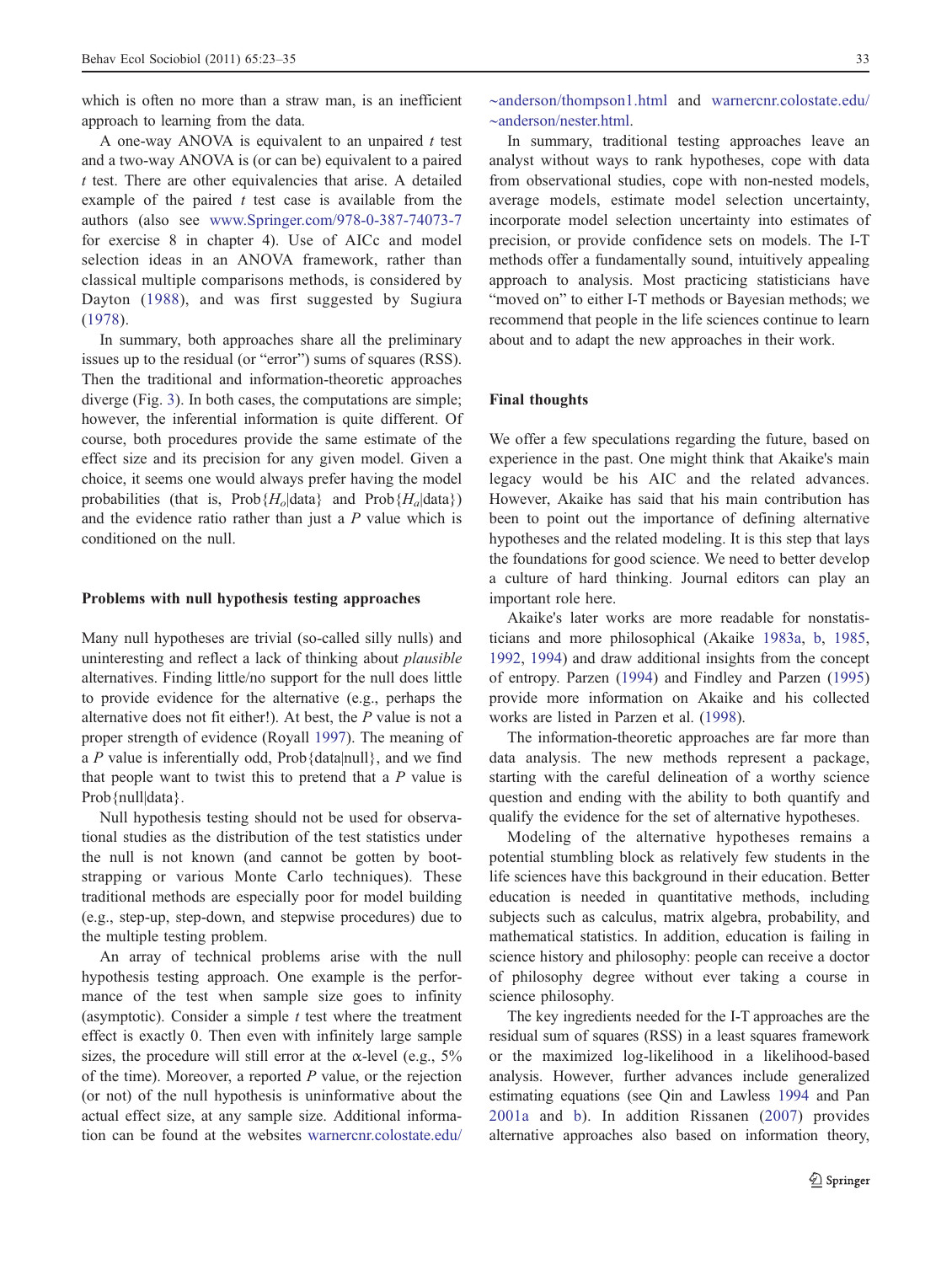which is often no more than a straw man, is an inefficient approach to learning from the data.

A one-way ANOVA is equivalent to an unpaired $t$ test and a two-way ANOVA is (or can be) equivalent to a paired $t$ test. There are other equivalencies that arise. A detailed example of the paired $t$ test case is available from the authors (also see www.Springer.com/978-0-387-74073-7 for exercise 8 in chapter 4). Use of AICc and model selection ideas in an ANOVA framework, rather than classical multiple comparisons methods, is considered by Dayton (1988), and was first suggested by Sugiura (1978).

In summary, both approaches share all the preliminary issues up to the residual (or "error") sums of squares (RSS). Then the traditional and information-theoretic approaches diverge (Fig. 3). In both cases, the computations are simple; however, the inferential information is quite different. Of course, both procedures provide the same estimate of the effect size and its precision for any given model. Given a choice, it seems one would always prefer having the model probabilities (that is, Prob$\{H_o|\text{data}\}$ and Prob$\{H_a|\text{data}\}$) and the evidence ratio rather than just a $P$ value which is conditioned on the null.

## Problems with null hypothesis testing approaches

Many null hypotheses are trivial (so-called silly nulls) and uninteresting and reflect a lack of thinking about *plausible* alternatives. Finding little/no support for the null does little to provide evidence for the alternative (e.g., perhaps the alternative does not fit either!). At best, the $P$ value is not a proper strength of evidence (Royall 1997). The meaning of a $P$ value is inferentially odd, Prob{data|null}, and we find that people want to twist this to pretend that a $P$ value is Prob{null|data}.

Null hypothesis testing should not be used for observational studies as the distribution of the test statistics under the null is not known (and cannot be gotten by bootstrapping or various Monte Carlo techniques). These traditional methods are especially poor for model building (e.g., step-up, step-down, and stepwise procedures) due to the multiple testing problem.

An array of technical problems arise with the null hypothesis testing approach. One example is the performance of the test when sample size goes to infinity (asymptotic). Consider a simple $t$ test where the treatment effect is exactly 0. Then even with infinitely large sample sizes, the procedure will still error at the $\alpha$-level (e.g., 5% of the time). Moreover, a reported $P$ value, or the rejection (or not) of the null hypothesis is uninformative about the actual effect size, at any sample size. Additional information can be found at the websites warnercnr.colostate.edu/~anderson/thompson1.html and warnercnr.colostate.edu/~anderson/nester.html.

In summary, traditional testing approaches leave an analyst without ways to rank hypotheses, cope with data from observational studies, cope with non-nested models, average models, estimate model selection uncertainty, incorporate model selection uncertainty into estimates of precision, or provide confidence sets on models. The I-T methods offer a fundamentally sound, intuitively appealing approach to analysis. Most practicing statisticians have "moved on" to either I-T methods or Bayesian methods; we recommend that people in the life sciences continue to learn about and to adapt the new approaches in their work.

## Final thoughts

We offer a few speculations regarding the future, based on experience in the past. One might think that Akaike's main legacy would be his AIC and the related advances. However, Akaike has said that his main contribution has been to point out the importance of defining alternative hypotheses and the related modeling. It is this step that lays the foundations for good science. We need to better develop a culture of hard thinking. Journal editors can play an important role here.

Akaike's later works are more readable for nonstatisticians and more philosophical (Akaike 1983a, b, 1985, 1992, 1994) and draw additional insights from the concept of entropy. Parzen (1994) and Findley and Parzen (1995) provide more information on Akaike and his collected works are listed in Parzen et al. (1998).

The information-theoretic approaches are far more than data analysis. The new methods represent a package, starting with the careful delineation of a worthy science question and ending with the ability to both quantify and qualify the evidence for the set of alternative hypotheses.

Modeling of the alternative hypotheses remains a potential stumbling block as relatively few students in the life sciences have this background in their education. Better education is needed in quantitative methods, including subjects such as calculus, matrix algebra, probability, and mathematical statistics. In addition, education is failing in science history and philosophy: people can receive a doctor of philosophy degree without ever taking a course in science philosophy.

The key ingredients needed for the I-T approaches are the residual sum of squares (RSS) in a least squares framework or the maximized log-likelihood in a likelihood-based analysis. However, further advances include generalized estimating equations (see Qin and Lawless 1994 and Pan 2001a and b). In addition Rissanen (2007) provides alternative approaches also based on information theory,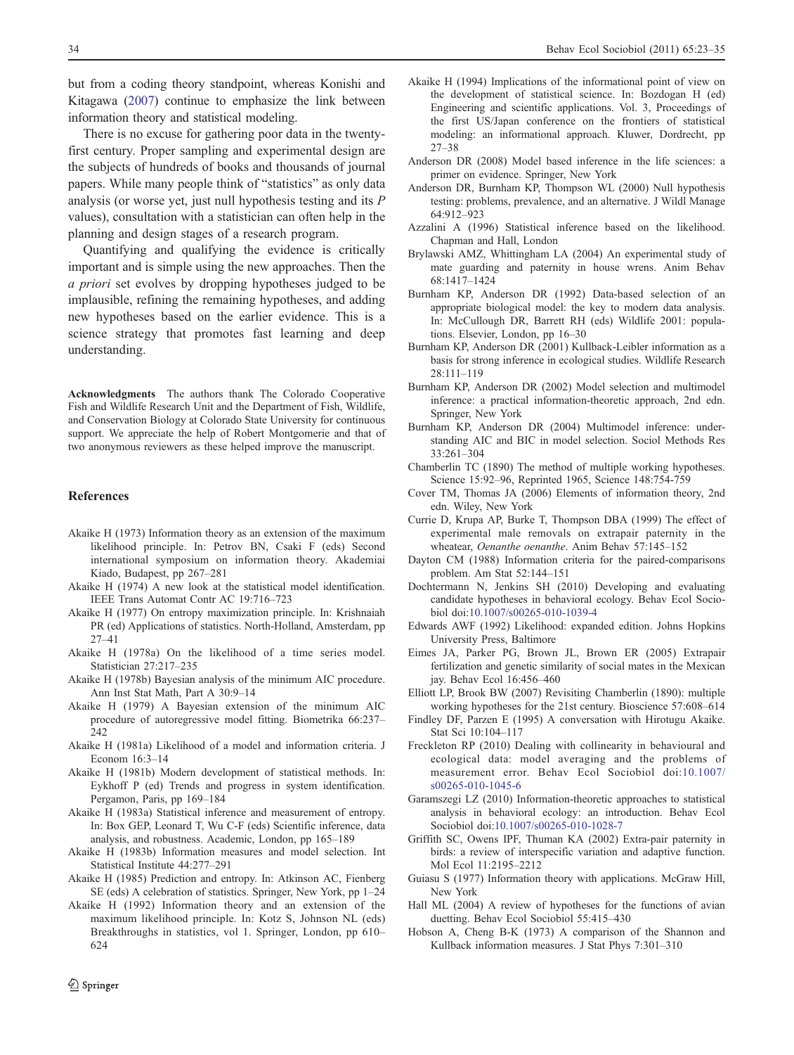but from a coding theory standpoint, whereas Konishi and Kitagawa (2007) continue to emphasize the link between information theory and statistical modeling.

There is no excuse for gathering poor data in the twenty-first century. Proper sampling and experimental design are the subjects of hundreds of books and thousands of journal papers. While many people think of "statistics" as only data analysis (or worse yet, just null hypothesis testing and its *P* values), consultation with a statistician can often help in the planning and design stages of a research program.

Quantifying and qualifying the evidence is critically important and is simple using the new approaches. Then the *a priori* set evolves by dropping hypotheses judged to be implausible, refining the remaining hypotheses, and adding new hypotheses based on the earlier evidence. This is a science strategy that promotes fast learning and deep understanding.

**Acknowledgments** The authors thank The Colorado Cooperative Fish and Wildlife Research Unit and the Department of Fish, Wildlife, and Conservation Biology at Colorado State University for continuous support. We appreciate the help of Robert Montgomerie and that of two anonymous reviewers as these helped improve the manuscript.

## References

Akaike H (1973) Information theory as an extension of the maximum likelihood principle. In: Petrov BN, Csaki F (eds) Second international symposium on information theory. Akademiai Kiado, Budapest, pp 267–281

Akaike H (1974) A new look at the statistical model identification. IEEE Trans Automat Contr AC 19:716–723

Akaike H (1977) On entropy maximization principle. In: Krishnaiah PR (ed) Applications of statistics. North-Holland, Amsterdam, pp 27–41

Akaike H (1978a) On the likelihood of a time series model. Statistician 27:217–235

Akaike H (1978b) Bayesian analysis of the minimum AIC procedure. Ann Inst Stat Math, Part A 30:9–14

Akaike H (1979) A Bayesian extension of the minimum AIC procedure of autoregressive model fitting. Biometrika 66:237–242

Akaike H (1981a) Likelihood of a model and information criteria. J Econom 16:3–14

Akaike H (1981b) Modern development of statistical methods. In: Eykhoff P (ed) Trends and progress in system identification. Pergamon, Paris, pp 169–184

Akaike H (1983a) Statistical inference and measurement of entropy. In: Box GEP, Leonard T, Wu C-F (eds) Scientific inference, data analysis, and robustness. Academic, London, pp 165–189

Akaike H (1983b) Information measures and model selection. Int Statistical Institute 44:277–291

Akaike H (1985) Prediction and entropy. In: Atkinson AC, Fienberg SE (eds) A celebration of statistics. Springer, New York, pp 1–24

Akaike H (1992) Information theory and an extension of the maximum likelihood principle. In: Kotz S, Johnson NL (eds) Breakthroughs in statistics, vol 1. Springer, London, pp 610–624

Akaike H (1994) Implications of the informational point of view on the development of statistical science. In: Bozdogan H (ed) Engineering and scientific applications. Vol. 3, Proceedings of the first US/Japan conference on the frontiers of statistical modeling: an informational approach. Kluwer, Dordrecht, pp 27–38

Anderson DR (2008) Model based inference in the life sciences: a primer on evidence. Springer, New York

Anderson DR, Burnham KP, Thompson WL (2000) Null hypothesis testing: problems, prevalence, and an alternative. J Wildl Manage 64:912–923

Azzalini A (1996) Statistical inference based on the likelihood. Chapman and Hall, London

Brylawski AMZ, Whittingham LA (2004) An experimental study of mate guarding and paternity in house wrens. Anim Behav 68:1417–1424

Burnham KP, Anderson DR (1992) Data-based selection of an appropriate biological model: the key to modern data analysis. In: McCullough DR, Barrett RH (eds) Wildlife 2001: populations. Elsevier, London, pp 16–30

Burnham KP, Anderson DR (2001) Kullback-Leibler information as a basis for strong inference in ecological studies. Wildlife Research 28:111–119

Burnham KP, Anderson DR (2002) Model selection and multimodel inference: a practical information-theoretic approach, 2nd edn. Springer, New York

Burnham KP, Anderson DR (2004) Multimodel inference: understanding AIC and BIC in model selection. Sociol Methods Res 33:261–304

Chamberlin TC (1890) The method of multiple working hypotheses. Science 15:92–96, Reprinted 1965, Science 148:754-759

Cover TM, Thomas JA (2006) Elements of information theory, 2nd edn. Wiley, New York

Currie D, Krupa AP, Burke T, Thompson DBA (1999) The effect of experimental male removals on extrapair paternity in the wheatear, *Oenanthe oenanthe*. Anim Behav 57:145–152

Dayton CM (1988) Information criteria for the paired-comparisons problem. Am Stat 52:144–151

Dochtermann N, Jenkins SH (2010) Developing and evaluating candidate hypotheses in behavioral ecology. Behav Ecol Sociobiol doi:10.1007/s00265-010-1039-4

Edwards AWF (1992) Likelihood: expanded edition. Johns Hopkins University Press, Baltimore

Eimes JA, Parker PG, Brown JL, Brown ER (2005) Extrapair fertilization and genetic similarity of social mates in the Mexican jay. Behav Ecol 16:456–460

Elliott LP, Brook BW (2007) Revisiting Chamberlin (1890): multiple working hypotheses for the 21st century. Bioscience 57:608–614

Findley DF, Parzen E (1995) A conversation with Hirotugu Akaike. Stat Sci 10:104–117

Freckleton RP (2010) Dealing with collinearity in behavioural and ecological data: model averaging and the problems of measurement error. Behav Ecol Sociobiol doi:10.1007/s00265-010-1045-6

Garamszegi LZ (2010) Information-theoretic approaches to statistical analysis in behavioral ecology: an introduction. Behav Ecol Sociobiol doi:10.1007/s00265-010-1028-7

Griffith SC, Owens IPF, Thuman KA (2002) Extra-pair paternity in birds: a review of interspecific variation and adaptive function. Mol Ecol 11:2195–2212

Guiasu S (1977) Information theory with applications. McGraw Hill, New York

Hall ML (2004) A review of hypotheses for the functions of avian duetting. Behav Ecol Sociobiol 55:415–430

Hobson A, Cheng B-K (1973) A comparison of the Shannon and Kullback information measures. J Stat Phys 7:301–310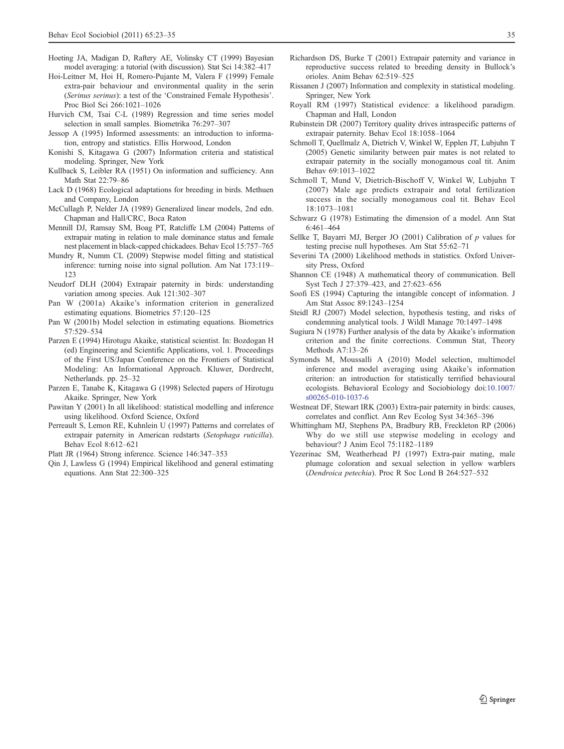Hoeting JA, Madigan D, Raftery AE, Volinsky CT (1999) Bayesian model averaging: a tutorial (with discussion). Stat Sci 14:382–417

Hoi-Leitner M, Hoi H, Romero-Pujante M, Valera F (1999) Female extra-pair behaviour and environmental quality in the serin (*Serinus serinus*): a test of the 'Constrained Female Hypothesis'. Proc Biol Sci 266:1021–1026

Hurvich CM, Tsai C-L (1989) Regression and time series model selection in small samples. Biometrika 76:297–307

Jessop A (1995) Informed assessments: an introduction to information, entropy and statistics. Ellis Horwood, London

Konishi S, Kitagawa G (2007) Information criteria and statistical modeling. Springer, New York

Kullback S, Leibler RA (1951) On information and sufficiency. Ann Math Stat 22:79–86

Lack D (1968) Ecological adaptations for breeding in birds. Methuen and Company, London

McCullagh P, Nelder JA (1989) Generalized linear models, 2nd edn. Chapman and Hall/CRC, Boca Raton

Mennill DJ, Ramsay SM, Boag PT, Ratcliffe LM (2004) Patterns of extrapair mating in relation to male dominance status and female nest placement in black-capped chickadees. Behav Ecol 15:757–765

Mundry R, Numm CL (2009) Stepwise model fitting and statistical inference: turning noise into signal pollution. Am Nat 173:119–123

Neudorf DLH (2004) Extrapair paternity in birds: understanding variation among species. Auk 121:302–307

Pan W (2001a) Akaike's information criterion in generalized estimating equations. Biometrics 57:120–125

Pan W (2001b) Model selection in estimating equations. Biometrics 57:529–534

Parzen E (1994) Hirotugu Akaike, statistical scientist. In: Bozdogan H (ed) Engineering and Scientific Applications, vol. 1. Proceedings of the First US/Japan Conference on the Frontiers of Statistical Modeling: An Informational Approach. Kluwer, Dordrecht, Netherlands. pp. 25–32

Parzen E, Tanabe K, Kitagawa G (1998) Selected papers of Hirotugu Akaike. Springer, New York

Pawitan Y (2001) In all likelihood: statistical modelling and inference using likelihood. Oxford Science, Oxford

Perreault S, Lemon RE, Kuhnlein U (1997) Patterns and correlates of extrapair paternity in American redstarts (*Setophaga ruticilla*). Behav Ecol 8:612–621

Platt JR (1964) Strong inference. Science 146:347–353

Qin J, Lawless G (1994) Empirical likelihood and general estimating equations. Ann Stat 22:300–325

Richardson DS, Burke T (2001) Extrapair paternity and variance in reproductive success related to breeding density in Bullock's orioles. Anim Behav 62:519–525

Rissanen J (2007) Information and complexity in statistical modeling. Springer, New York

Royall RM (1997) Statistical evidence: a likelihood paradigm. Chapman and Hall, London

Rubinstein DR (2007) Territory quality drives intraspecific patterns of extrapair paternity. Behav Ecol 18:1058–1064

Schmoll T, Quellmalz A, Dietrich V, Winkel W, Epplen JT, Lubjuhn T (2005) Genetic similarity between pair mates is not related to extrapair paternity in the socially monogamous coal tit. Anim Behav 69:1013–1022

Schmoll T, Mund V, Dietrich-Bischoff V, Winkel W, Lubjuhn T (2007) Male age predicts extrapair and total fertilization success in the socially monogamous coal tit. Behav Ecol 18:1073–1081

Schwarz G (1978) Estimating the dimension of a model. Ann Stat 6:461–464

Sellke T, Bayarri MJ, Berger JO (2001) Calibration of $p$ values for testing precise null hypotheses. Am Stat 55:62–71

Severini TA (2000) Likelihood methods in statistics. Oxford University Press, Oxford

Shannon CE (1948) A mathematical theory of communication. Bell Syst Tech J 27:379–423, and 27:623–656

Soofi ES (1994) Capturing the intangible concept of information. J Am Stat Assoc 89:1243–1254

Steidl RJ (2007) Model selection, hypothesis testing, and risks of condemning analytical tools. J Wildl Manage 70:1497–1498

Sugiura N (1978) Further analysis of the data by Akaike's information criterion and the finite corrections. Commun Stat, Theory Methods A7:13–26

Symonds M, Moussalli A (2010) Model selection, multimodel inference and model averaging using Akaike's information criterion: an introduction for statistically terrified behavioural ecologists. Behavioral Ecology and Sociobiology doi:10.1007/s00265-010-1037-6

Westneat DF, Stewart IRK (2003) Extra-pair paternity in birds: causes, correlates and conflict. Ann Rev Ecolog Syst 34:365–396

Whittingham MJ, Stephens PA, Bradbury RB, Freckleton RP (2006) Why do we still use stepwise modeling in ecology and behaviour? J Anim Ecol 75:1182–1189

Yezerinac SM, Weatherhead PJ (1997) Extra-pair mating, male plumage coloration and sexual selection in yellow warblers (*Dendroica petechia*). Proc R Soc Lond B 264:527–532